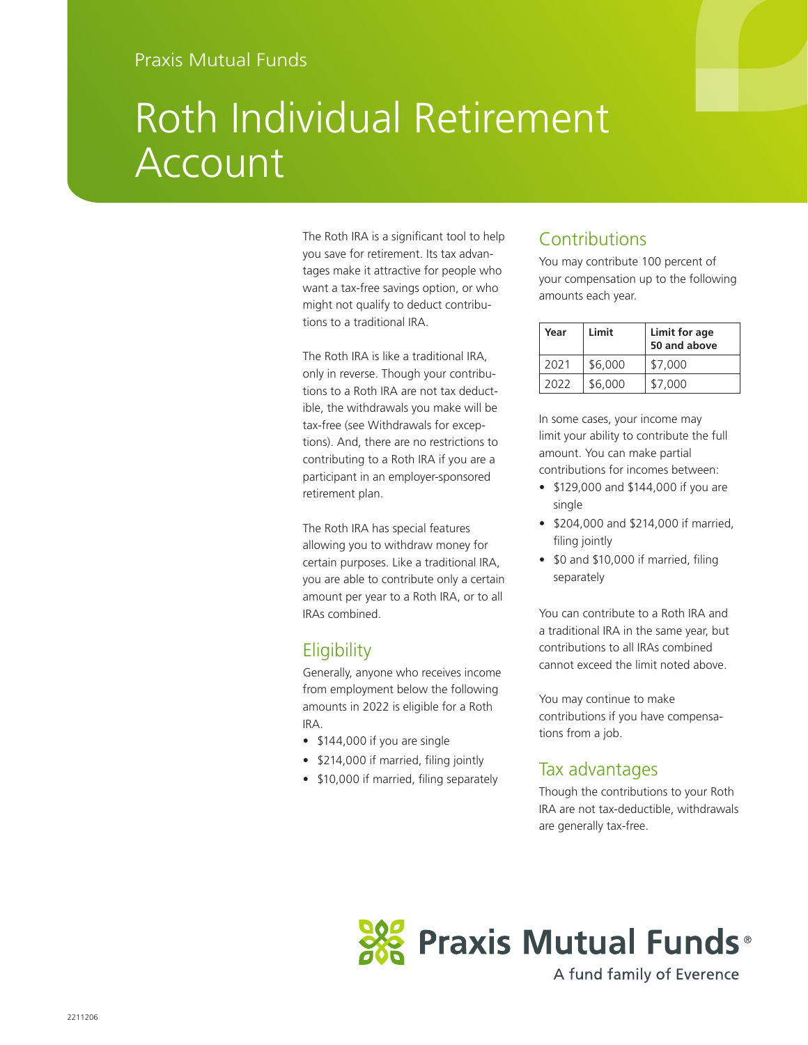Praxis Mutual Funds

# Roth Individual Retirement Account

The Roth IRA is a significant tool to help you save for retirement. Its tax advantages make it attractive for people who want a tax-free savings option, or who might not qualify to deduct contributions to a traditional IRA.

The Roth IRA is like a traditional IRA, only in reverse. Though your contributions to a Roth IRA are not tax deductible, the withdrawals you make will be tax-free (see Withdrawals for exceptions). And, there are no restrictions to contributing to a Roth IRA if you are a participant in an employer-sponsored retirement plan.

The Roth IRA has special features allowing you to withdraw money for certain purposes. Like a traditional IRA, you are able to contribute only a certain amount per year to a Roth IRA, or to all IRAs combined.

## Eligibility

Generally, anyone who receives income from employment below the following amounts in 2022 is eligible for a Roth IRA.

- $144,000 if you are single
- $214,000 if married, filing jointly
- $10,000 if married, filing separately

## Contributions

You may contribute 100 percent of your compensation up to the following amounts each year.

| Year | Limit | Limit for age 50 and above |
|---|---|---|
| 2021 | $6,000 | $7,000 |
| 2022 | $6,000 | $7,000 |

In some cases, your income may limit your ability to contribute the full amount. You can make partial contributions for incomes between:

- $129,000 and $144,000 if you are single
- $204,000 and $214,000 if married, filing jointly
- $0 and $10,000 if married, filing separately

You can contribute to a Roth IRA and a traditional IRA in the same year, but contributions to all IRAs combined cannot exceed the limit noted above.

You may continue to make contributions if you have compensations from a job.

## Tax advantages

Though the contributions to your Roth IRA are not tax-deductible, withdrawals are generally tax-free.

**Praxis Mutual Funds®**
A fund family of Everence

2211206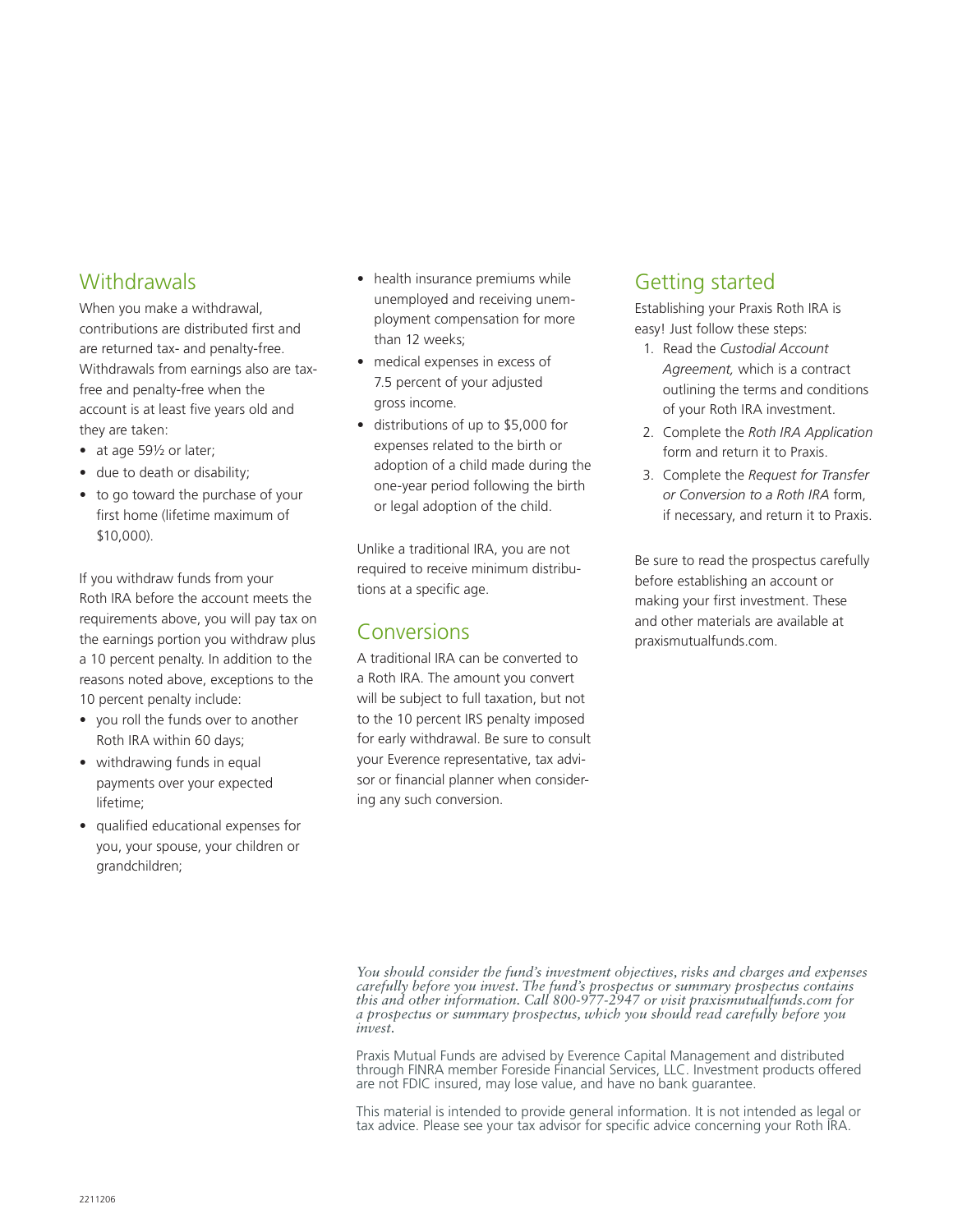## Withdrawals

When you make a withdrawal, contributions are distributed first and are returned tax- and penalty-free. Withdrawals from earnings also are tax-free and penalty-free when the account is at least five years old and they are taken:

- at age 59½ or later;
- due to death or disability;
- to go toward the purchase of your first home (lifetime maximum of $10,000).

If you withdraw funds from your Roth IRA before the account meets the requirements above, you will pay tax on the earnings portion you withdraw plus a 10 percent penalty. In addition to the reasons noted above, exceptions to the 10 percent penalty include:

- you roll the funds over to another Roth IRA within 60 days;
- withdrawing funds in equal payments over your expected lifetime;
- qualified educational expenses for you, your spouse, your children or grandchildren;
- health insurance premiums while unemployed and receiving unemployment compensation for more than 12 weeks;
- medical expenses in excess of 7.5 percent of your adjusted gross income.
- distributions of up to $5,000 for expenses related to the birth or adoption of a child made during the one-year period following the birth or legal adoption of the child.

Unlike a traditional IRA, you are not required to receive minimum distributions at a specific age.

## Conversions

A traditional IRA can be converted to a Roth IRA. The amount you convert will be subject to full taxation, but not to the 10 percent IRS penalty imposed for early withdrawal. Be sure to consult your Everence representative, tax advisor or financial planner when considering any such conversion.

## Getting started

Establishing your Praxis Roth IRA is easy! Just follow these steps:

1. Read the *Custodial Account Agreement,* which is a contract outlining the terms and conditions of your Roth IRA investment.
2. Complete the *Roth IRA Application* form and return it to Praxis.
3. Complete the *Request for Transfer or Conversion to a Roth IRA* form, if necessary, and return it to Praxis.

Be sure to read the prospectus carefully before establishing an account or making your first investment. These and other materials are available at praxismutualfunds.com.

*You should consider the fund's investment objectives, risks and charges and expenses carefully before you invest. The fund's prospectus or summary prospectus contains this and other information. Call 800-977-2947 or visit praxismutualfunds.com for a prospectus or summary prospectus, which you should read carefully before you invest.*

Praxis Mutual Funds are advised by Everence Capital Management and distributed through FINRA member Foreside Financial Services, LLC. Investment products offered are not FDIC insured, may lose value, and have no bank guarantee.

This material is intended to provide general information. It is not intended as legal or tax advice. Please see your tax advisor for specific advice concerning your Roth IRA.

2211206